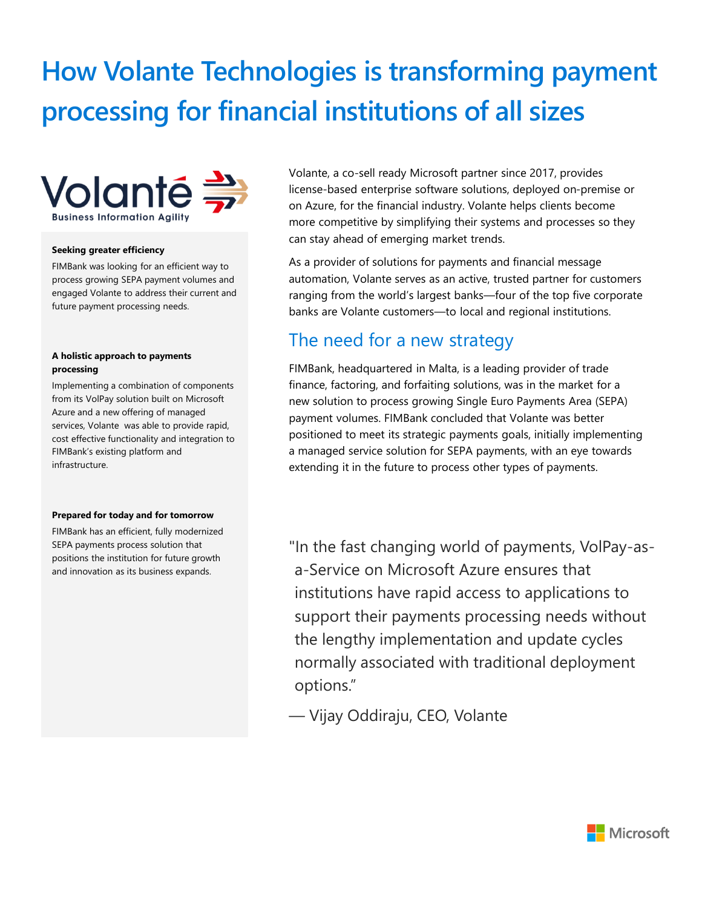# How Volante Technologies is transforming payment processing for financial institutions of all sizes

Volanté
Business Information Agility

**Seeking greater efficiency**

FIMBank was looking for an efficient way to process growing SEPA payment volumes and engaged Volante to address their current and future payment processing needs.

**A holistic approach to payments processing**

Implementing a combination of components from its VolPay solution built on Microsoft Azure and a new offering of managed services, Volante was able to provide rapid, cost effective functionality and integration to FIMBank's existing platform and infrastructure.

**Prepared for today and for tomorrow**

FIMBank has an efficient, fully modernized SEPA payments process solution that positions the institution for future growth and innovation as its business expands.

Volante, a co-sell ready Microsoft partner since 2017, provides license-based enterprise software solutions, deployed on-premise or on Azure, for the financial industry. Volante helps clients become more competitive by simplifying their systems and processes so they can stay ahead of emerging market trends.

As a provider of solutions for payments and financial message automation, Volante serves as an active, trusted partner for customers ranging from the world's largest banks—four of the top five corporate banks are Volante customers—to local and regional institutions.

## The need for a new strategy

FIMBank, headquartered in Malta, is a leading provider of trade finance, factoring, and forfaiting solutions, was in the market for a new solution to process growing Single Euro Payments Area (SEPA) payment volumes. FIMBank concluded that Volante was better positioned to meet its strategic payments goals, initially implementing a managed service solution for SEPA payments, with an eye towards extending it in the future to process other types of payments.

> "In the fast changing world of payments, VolPay-as-a-Service on Microsoft Azure ensures that institutions have rapid access to applications to support their payments processing needs without the lengthy implementation and update cycles normally associated with traditional deployment options."
>
> — Vijay Oddiraju, CEO, Volante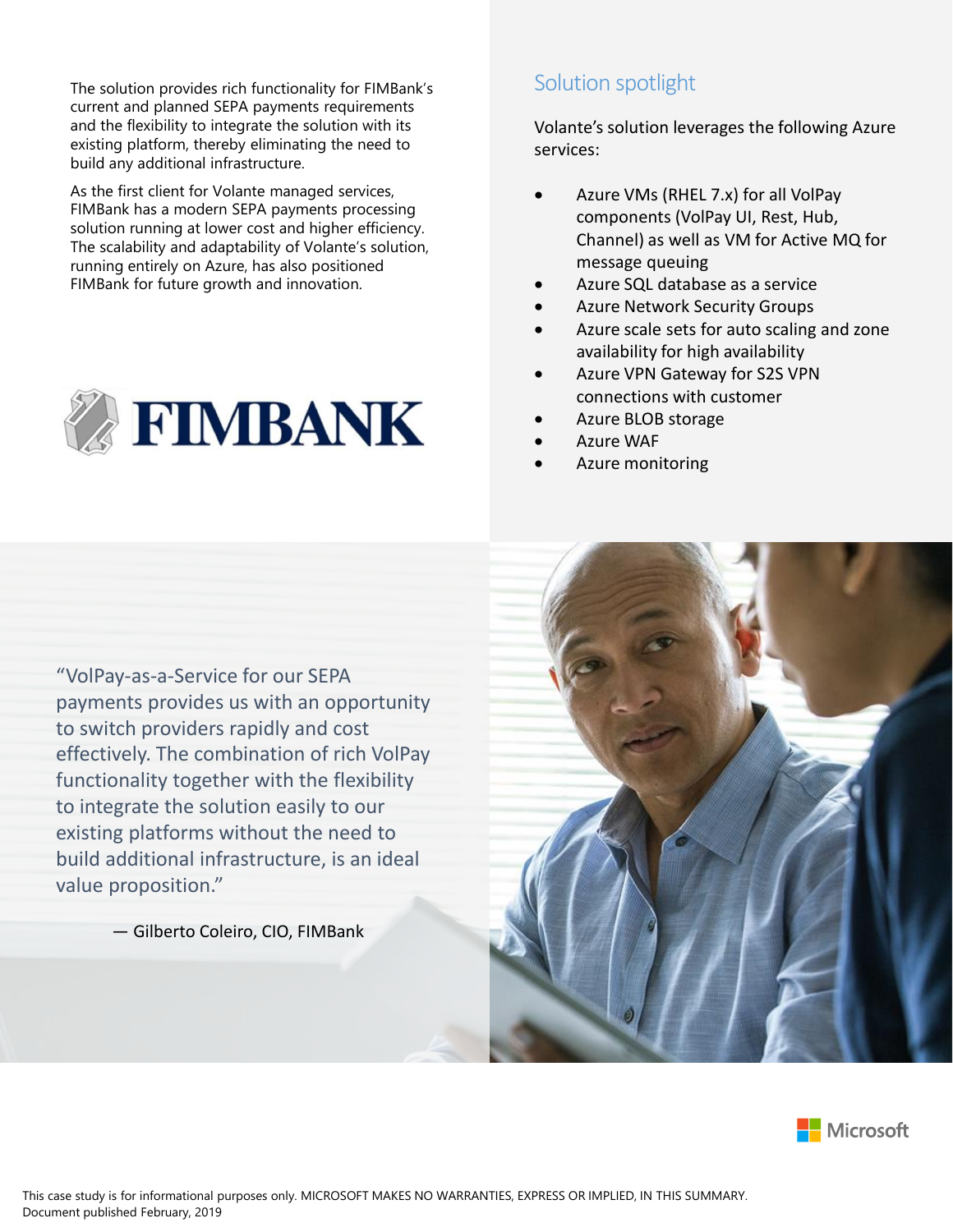The solution provides rich functionality for FIMBank's current and planned SEPA payments requirements and the flexibility to integrate the solution with its existing platform, thereby eliminating the need to build any additional infrastructure.

As the first client for Volante managed services, FIMBank has a modern SEPA payments processing solution running at lower cost and higher efficiency. The scalability and adaptability of Volante's solution, running entirely on Azure, has also positioned FIMBank for future growth and innovation.

## Solution spotlight

Volante's solution leverages the following Azure services:

- Azure VMs (RHEL 7.x) for all VolPay components (VolPay UI, Rest, Hub, Channel) as well as VM for Active MQ for message queuing
- Azure SQL database as a service
- Azure Network Security Groups
- Azure scale sets for auto scaling and zone availability for high availability
- Azure VPN Gateway for S2S VPN connections with customer
- Azure BLOB storage
- Azure WAF
- Azure monitoring

"VolPay-as-a-Service for our SEPA payments provides us with an opportunity to switch providers rapidly and cost effectively. The combination of rich VolPay functionality together with the flexibility to integrate the solution easily to our existing platforms without the need to build additional infrastructure, is an ideal value proposition."

— Gilberto Coleiro, CIO, FIMBank

This case study is for informational purposes only. MICROSOFT MAKES NO WARRANTIES, EXPRESS OR IMPLIED, IN THIS SUMMARY.
Document published February, 2019